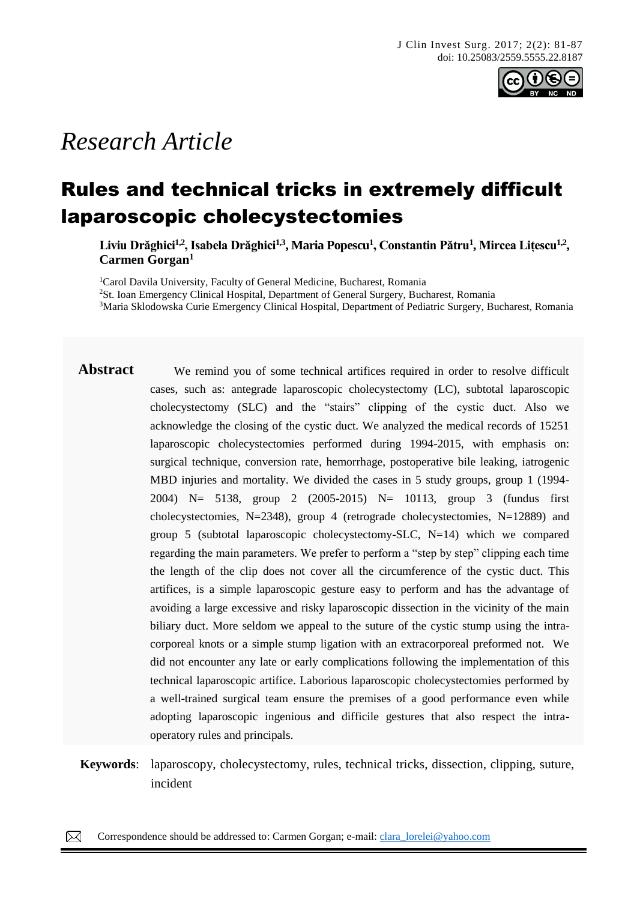*Research Article*

# Rules and technical tricks in extremely difficult laparoscopic cholecystectomies

**Liviu Drăghici[1,2], Isabela Drăghici[1,3], Maria Popescu[1], Constantin Pătru[1], Mircea Lițescu[1,2], Carmen Gorgan[1]**

[1]Carol Davila University, Faculty of General Medicine, Bucharest, Romania
[2]St. Ioan Emergency Clinical Hospital, Department of General Surgery, Bucharest, Romania
[3]Maria Sklodowska Curie Emergency Clinical Hospital, Department of Pediatric Surgery, Bucharest, Romania

**Abstract** We remind you of some technical artifices required in order to resolve difficult cases, such as: antegrade laparoscopic cholecystectomy (LC), subtotal laparoscopic cholecystectomy (SLC) and the "stairs" clipping of the cystic duct. Also we acknowledge the closing of the cystic duct. We analyzed the medical records of 15251 laparoscopic cholecystectomies performed during 1994-2015, with emphasis on: surgical technique, conversion rate, hemorrhage, postoperative bile leaking, iatrogenic MBD injuries and mortality. We divided the cases in 5 study groups, group 1 (1994-2004) N= 5138, group 2 (2005-2015) N= 10113, group 3 (fundus first cholecystectomies, N=2348), group 4 (retrograde cholecystectomies, N=12889) and group 5 (subtotal laparoscopic cholecystectomy-SLC, N=14) which we compared regarding the main parameters. We prefer to perform a "step by step" clipping each time the length of the clip does not cover all the circumference of the cystic duct. This artifices, is a simple laparoscopic gesture easy to perform and has the advantage of avoiding a large excessive and risky laparoscopic dissection in the vicinity of the main biliary duct. More seldom we appeal to the suture of the cystic stump using the intra-corporeal knots or a simple stump ligation with an extracorporeal preformed not. We did not encounter any late or early complications following the implementation of this technical laparoscopic artifice. Laborious laparoscopic cholecystectomies performed by a well-trained surgical team ensure the premises of a good performance even while adopting laparoscopic ingenious and difficile gestures that also respect the intra-operatory rules and principals.

**Keywords**: laparoscopy, cholecystectomy, rules, technical tricks, dissection, clipping, suture, incident

Correspondence should be addressed to: Carmen Gorgan; e-mail: clara_lorelei@yahoo.com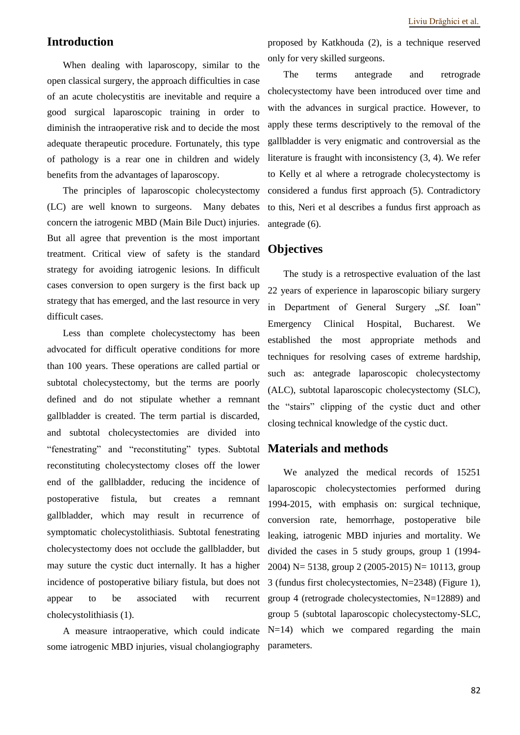## Introduction

When dealing with laparoscopy, similar to the open classical surgery, the approach difficulties in case of an acute cholecystitis are inevitable and require a good surgical laparoscopic training in order to diminish the intraoperative risk and to decide the most adequate therapeutic procedure. Fortunately, this type of pathology is a rear one in children and widely benefits from the advantages of laparoscopy.

The principles of laparoscopic cholecystectomy (LC) are well known to surgeons. Many debates concern the iatrogenic MBD (Main Bile Duct) injuries. But all agree that prevention is the most important treatment. Critical view of safety is the standard strategy for avoiding iatrogenic lesions. In difficult cases conversion to open surgery is the first back up strategy that has emerged, and the last resource in very difficult cases.

Less than complete cholecystectomy has been advocated for difficult operative conditions for more than 100 years. These operations are called partial or subtotal cholecystectomy, but the terms are poorly defined and do not stipulate whether a remnant gallbladder is created. The term partial is discarded, and subtotal cholecystectomies are divided into "fenestrating" and "reconstituting" types. Subtotal reconstituting cholecystectomy closes off the lower end of the gallbladder, reducing the incidence of postoperative fistula, but creates a remnant gallbladder, which may result in recurrence of symptomatic cholecystolithiasis. Subtotal fenestrating cholecystectomy does not occlude the gallbladder, but may suture the cystic duct internally. It has a higher incidence of postoperative biliary fistula, but does not appear to be associated with recurrent cholecystolithiasis (1).

A measure intraoperative, which could indicate some iatrogenic MBD injuries, visual cholangiography proposed by Katkhouda (2), is a technique reserved only for very skilled surgeons.

The terms antegrade and retrograde cholecystectomy have been introduced over time and with the advances in surgical practice. However, to apply these terms descriptively to the removal of the gallbladder is very enigmatic and controversial as the literature is fraught with inconsistency (3, 4). We refer to Kelly et al where a retrograde cholecystectomy is considered a fundus first approach (5). Contradictory to this, Neri et al describes a fundus first approach as antegrade (6).

## Objectives

The study is a retrospective evaluation of the last 22 years of experience in laparoscopic biliary surgery in Department of General Surgery „Sf. Ioan" Emergency Clinical Hospital, Bucharest. We established the most appropriate methods and techniques for resolving cases of extreme hardship, such as: antegrade laparoscopic cholecystectomy (ALC), subtotal laparoscopic cholecystectomy (SLC), the "stairs" clipping of the cystic duct and other closing technical knowledge of the cystic duct.

## Materials and methods

We analyzed the medical records of 15251 laparoscopic cholecystectomies performed during 1994-2015, with emphasis on: surgical technique, conversion rate, hemorrhage, postoperative bile leaking, iatrogenic MBD injuries and mortality. We divided the cases in 5 study groups, group 1 (1994-2004) N= 5138, group 2 (2005-2015) N= 10113, group 3 (fundus first cholecystectomies, N=2348) (Figure 1), group 4 (retrograde cholecystectomies, N=12889) and group 5 (subtotal laparoscopic cholecystectomy-SLC, N=14) which we compared regarding the main parameters.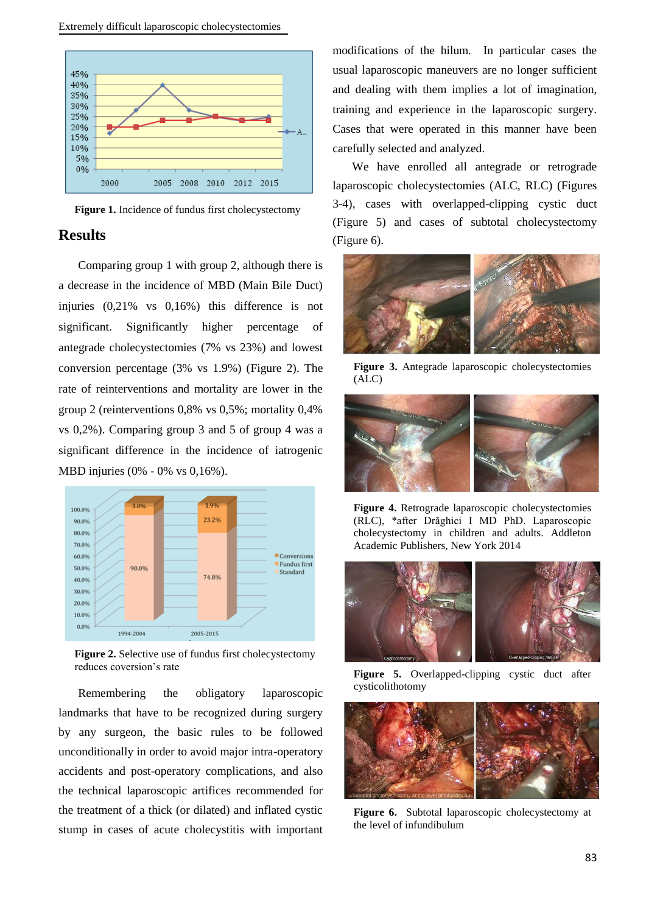**Figure 1.** Incidence of fundus first cholecystectomy

## Results

Comparing group 1 with group 2, although there is a decrease in the incidence of MBD (Main Bile Duct) injuries (0,21% vs 0,16%) this difference is not significant. Significantly higher percentage of antegrade cholecystectomies (7% vs 23%) and lowest conversion percentage (3% vs 1.9%) (Figure 2). The rate of reinterventions and mortality are lower in the group 2 (reinterventions 0,8% vs 0,5%; mortality 0,4% vs 0,2%). Comparing group 3 and 5 of group 4 was a significant difference in the incidence of iatrogenic MBD injuries (0% - 0% vs 0,16%).

**Figure 2.** Selective use of fundus first cholecystectomy reduces coversion's rate

Remembering the obligatory laparoscopic landmarks that have to be recognized during surgery by any surgeon, the basic rules to be followed unconditionally in order to avoid major intra-operatory accidents and post-operatory complications, and also the technical laparoscopic artifices recommended for the treatment of a thick (or dilated) and inflated cystic stump in cases of acute cholecystitis with important modifications of the hilum. In particular cases the usual laparoscopic maneuvers are no longer sufficient and dealing with them implies a lot of imagination, training and experience in the laparoscopic surgery. Cases that were operated in this manner have been carefully selected and analyzed.

We have enrolled all antegrade or retrograde laparoscopic cholecystectomies (ALC, RLC) (Figures 3-4), cases with overlapped-clipping cystic duct (Figure 5) and cases of subtotal cholecystectomy (Figure 6).

**Figure 3.** Antegrade laparoscopic cholecystectomies (ALC)

**Figure 4.** Retrograde laparoscopic cholecystectomies (RLC), *after Drăghici I MD PhD. Laparoscopic cholecystectomy in children and adults. Addleton Academic Publishers, New York 2014

**Figure 5.** Overlapped-clipping cystic duct after cysticolithotomy

**Figure 6.** Subtotal laparoscopic cholecystectomy at the level of infundibulum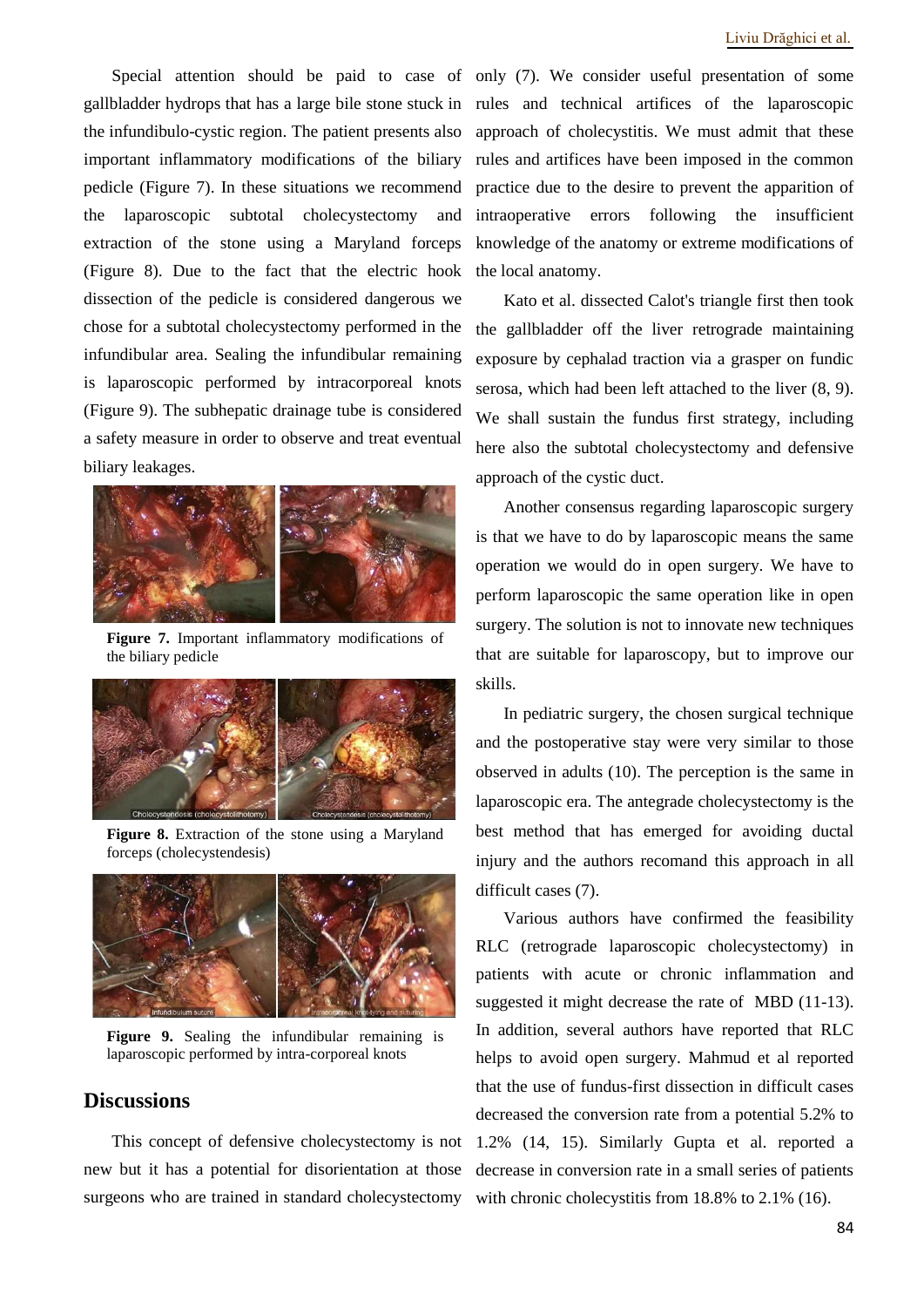Special attention should be paid to case of gallbladder hydrops that has a large bile stone stuck in the infundibulo-cystic region. The patient presents also important inflammatory modifications of the biliary pedicle (Figure 7). In these situations we recommend the laparoscopic subtotal cholecystectomy and extraction of the stone using a Maryland forceps (Figure 8). Due to the fact that the electric hook dissection of the pedicle is considered dangerous we chose for a subtotal cholecystectomy performed in the infundibular area. Sealing the infundibular remaining is laparoscopic performed by intracorporeal knots (Figure 9). The subhepatic drainage tube is considered a safety measure in order to observe and treat eventual biliary leakages.

**Figure 7.** Important inflammatory modifications of the biliary pedicle

**Figure 8.** Extraction of the stone using a Maryland forceps (cholecystendesis)

**Figure 9.** Sealing the infundibular remaining is laparoscopic performed by intra-corporeal knots

## Discussions

This concept of defensive cholecystectomy is not new but it has a potential for disorientation at those surgeons who are trained in standard cholecystectomy only (7). We consider useful presentation of some rules and technical artifices of the laparoscopic approach of cholecystitis. We must admit that these rules and artifices have been imposed in the common practice due to the desire to prevent the apparition of intraoperative errors following the insufficient knowledge of the anatomy or extreme modifications of the local anatomy.

Kato et al. dissected Calot's triangle first then took the gallbladder off the liver retrograde maintaining exposure by cephalad traction via a grasper on fundic serosa, which had been left attached to the liver (8, 9). We shall sustain the fundus first strategy, including here also the subtotal cholecystectomy and defensive approach of the cystic duct.

Another consensus regarding laparoscopic surgery is that we have to do by laparoscopic means the same operation we would do in open surgery. We have to perform laparoscopic the same operation like in open surgery. The solution is not to innovate new techniques that are suitable for laparoscopy, but to improve our skills.

In pediatric surgery, the chosen surgical technique and the postoperative stay were very similar to those observed in adults (10). The perception is the same in laparoscopic era. The antegrade cholecystectomy is the best method that has emerged for avoiding ductal injury and the authors recomand this approach in all difficult cases (7).

Various authors have confirmed the feasibility RLC (retrograde laparoscopic cholecystectomy) in patients with acute or chronic inflammation and suggested it might decrease the rate of MBD (11-13). In addition, several authors have reported that RLC helps to avoid open surgery. Mahmud et al reported that the use of fundus-first dissection in difficult cases decreased the conversion rate from a potential 5.2% to 1.2% (14, 15). Similarly Gupta et al. reported a decrease in conversion rate in a small series of patients with chronic cholecystitis from 18.8% to 2.1% (16).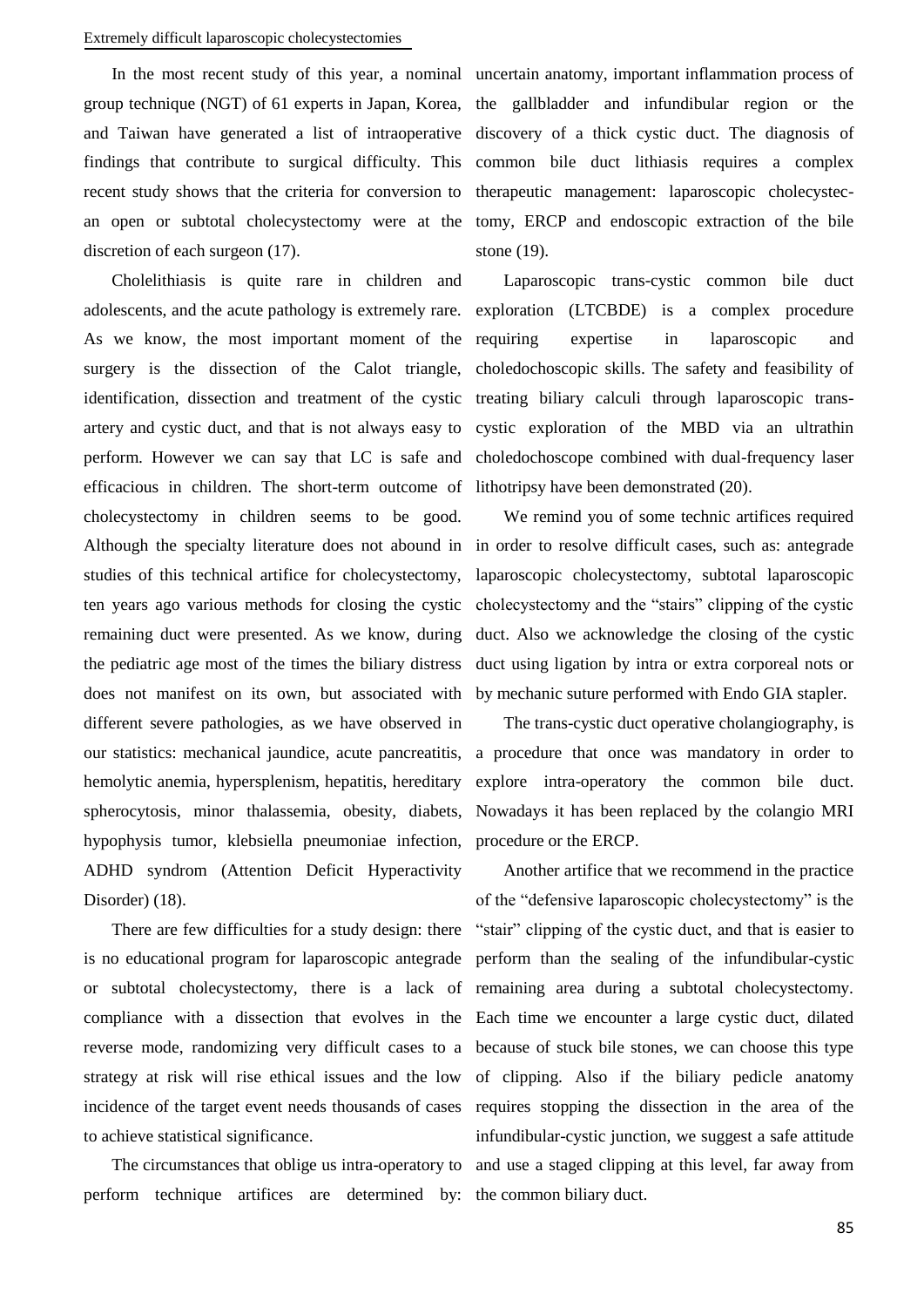In the most recent study of this year, a nominal group technique (NGT) of 61 experts in Japan, Korea, and Taiwan have generated a list of intraoperative findings that contribute to surgical difficulty. This recent study shows that the criteria for conversion to an open or subtotal cholecystectomy were at the discretion of each surgeon (17).

Cholelithiasis is quite rare in children and adolescents, and the acute pathology is extremely rare. As we know, the most important moment of the surgery is the dissection of the Calot triangle, identification, dissection and treatment of the cystic artery and cystic duct, and that is not always easy to perform. However we can say that LC is safe and efficacious in children. The short-term outcome of cholecystectomy in children seems to be good. Although the specialty literature does not abound in studies of this technical artifice for cholecystectomy, ten years ago various methods for closing the cystic remaining duct were presented. As we know, during the pediatric age most of the times the biliary distress does not manifest on its own, but associated with different severe pathologies, as we have observed in our statistics: mechanical jaundice, acute pancreatitis, hemolytic anemia, hypersplenism, hepatitis, hereditary spherocytosis, minor thalassemia, obesity, diabets, hypophysis tumor, klebsiella pneumoniae infection, ADHD syndrom (Attention Deficit Hyperactivity Disorder) (18).

There are few difficulties for a study design: there is no educational program for laparoscopic antegrade or subtotal cholecystectomy, there is a lack of compliance with a dissection that evolves in the reverse mode, randomizing very difficult cases to a strategy at risk will rise ethical issues and the low incidence of the target event needs thousands of cases to achieve statistical significance.

The circumstances that oblige us intra-operatory to perform technique artifices are determined by: uncertain anatomy, important inflammation process of the gallbladder and infundibular region or the discovery of a thick cystic duct. The diagnosis of common bile duct lithiasis requires a complex therapeutic management: laparoscopic cholecystectomy, ERCP and endoscopic extraction of the bile stone (19).

Laparoscopic trans-cystic common bile duct exploration (LTCBDE) is a complex procedure requiring expertise in laparoscopic and choledochoscopic skills. The safety and feasibility of treating biliary calculi through laparoscopic trans-cystic exploration of the MBD via an ultrathin choledochoscope combined with dual-frequency laser lithotripsy have been demonstrated (20).

We remind you of some technic artifices required in order to resolve difficult cases, such as: antegrade laparoscopic cholecystectomy, subtotal laparoscopic cholecystectomy and the "stairs" clipping of the cystic duct. Also we acknowledge the closing of the cystic duct using ligation by intra or extra corporeal nots or by mechanic suture performed with Endo GIA stapler.

The trans-cystic duct operative cholangiography, is a procedure that once was mandatory in order to explore intra-operatory the common bile duct. Nowadays it has been replaced by the colangio MRI procedure or the ERCP.

Another artifice that we recommend in the practice of the "defensive laparoscopic cholecystectomy" is the "stair" clipping of the cystic duct, and that is easier to perform than the sealing of the infundibular-cystic remaining area during a subtotal cholecystectomy. Each time we encounter a large cystic duct, dilated because of stuck bile stones, we can choose this type of clipping. Also if the biliary pedicle anatomy requires stopping the dissection in the area of the infundibular-cystic junction, we suggest a safe attitude and use a staged clipping at this level, far away from the common biliary duct.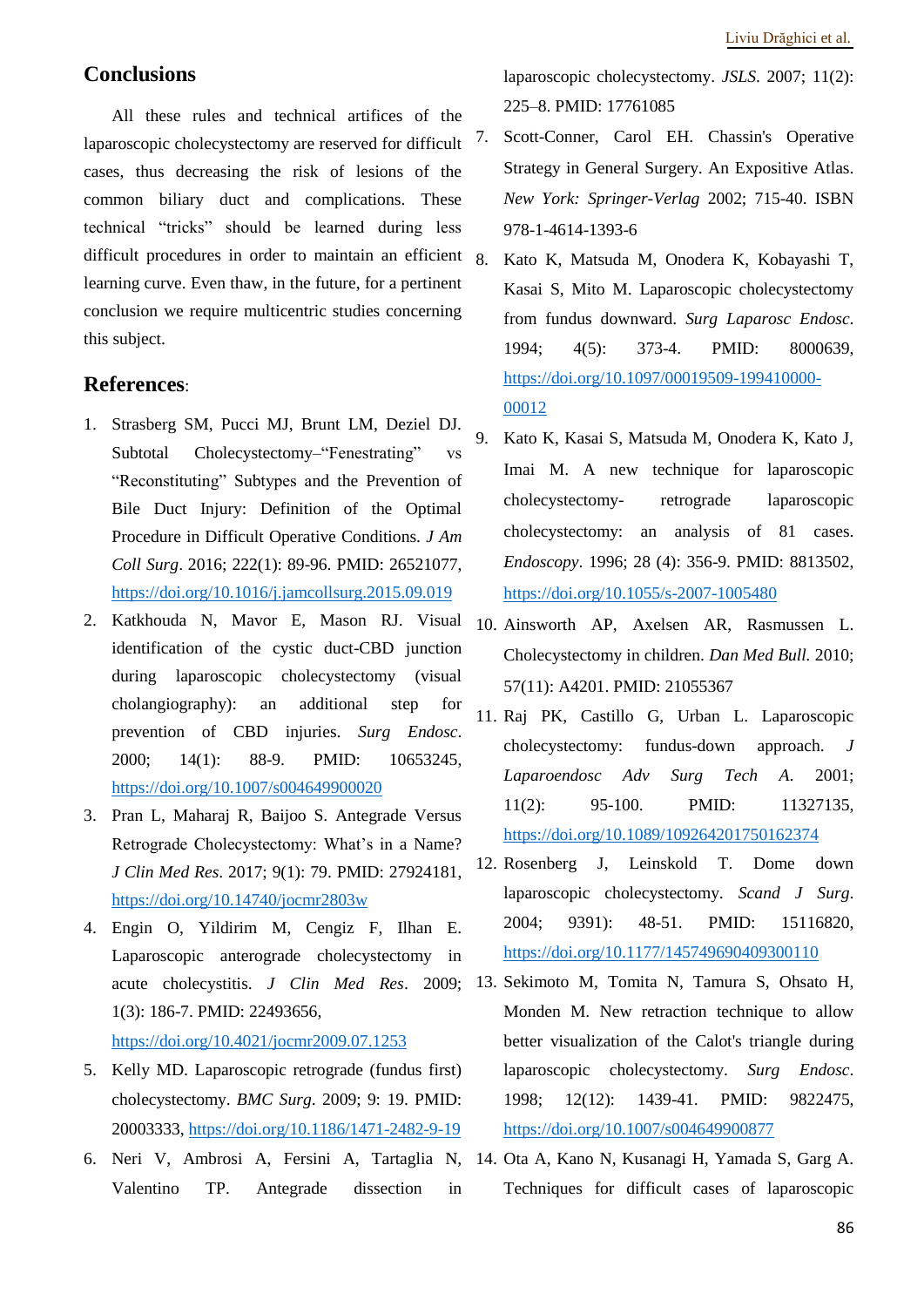## Conclusions

All these rules and technical artifices of the laparoscopic cholecystectomy are reserved for difficult cases, thus decreasing the risk of lesions of the common biliary duct and complications. These technical "tricks" should be learned during less difficult procedures in order to maintain an efficient learning curve. Even thaw, in the future, for a pertinent conclusion we require multicentric studies concerning this subject.

## References:

1. Strasberg SM, Pucci MJ, Brunt LM, Deziel DJ. Subtotal Cholecystectomy–"Fenestrating" vs "Reconstituting" Subtypes and the Prevention of Bile Duct Injury: Definition of the Optimal Procedure in Difficult Operative Conditions. *J Am Coll Surg*. 2016; 222(1): 89-96. PMID: 26521077, https://doi.org/10.1016/j.jamcollsurg.2015.09.019
2. Katkhouda N, Mavor E, Mason RJ. Visual identification of the cystic duct-CBD junction during laparoscopic cholecystectomy (visual cholangiography): an additional step for prevention of CBD injuries. *Surg Endosc*. 2000; 14(1): 88-9. PMID: 10653245, https://doi.org/10.1007/s004649900020
3. Pran L, Maharaj R, Baijoo S. Antegrade Versus Retrograde Cholecystectomy: What's in a Name? *J Clin Med Res*. 2017; 9(1): 79. PMID: 27924181, https://doi.org/10.14740/jocmr2803w
4. Engin O, Yildirim M, Cengiz F, Ilhan E. Laparoscopic anterograde cholecystectomy in acute cholecystitis. *J Clin Med Res*. 2009; 1(3): 186-7. PMID: 22493656, https://doi.org/10.4021/jocmr2009.07.1253
5. Kelly MD. Laparoscopic retrograde (fundus first) cholecystectomy. *BMC Surg*. 2009; 9: 19. PMID: 20003333, https://doi.org/10.1186/1471-2482-9-19
6. Neri V, Ambrosi A, Fersini A, Tartaglia N, Valentino TP. Antegrade dissection in laparoscopic cholecystectomy. *JSLS*. 2007; 11(2): 225–8. PMID: 17761085
7. Scott-Conner, Carol EH. Chassin's Operative Strategy in General Surgery. An Expositive Atlas. *New York: Springer-Verlag* 2002; 715-40. ISBN 978-1-4614-1393-6
8. Kato K, Matsuda M, Onodera K, Kobayashi T, Kasai S, Mito M. Laparoscopic cholecystectomy from fundus downward. *Surg Laparosc Endosc*. 1994; 4(5): 373-4. PMID: 8000639, https://doi.org/10.1097/00019509-199410000-00012
9. Kato K, Kasai S, Matsuda M, Onodera K, Kato J, Imai M. A new technique for laparoscopic cholecystectomy- retrograde laparoscopic cholecystectomy: an analysis of 81 cases. *Endoscopy*. 1996; 28 (4): 356-9. PMID: 8813502, https://doi.org/10.1055/s-2007-1005480
10. Ainsworth AP, Axelsen AR, Rasmussen L. Cholecystectomy in children. *Dan Med Bull.* 2010; 57(11): A4201. PMID: 21055367
11. Raj PK, Castillo G, Urban L. Laparoscopic cholecystectomy: fundus-down approach. *J Laparoendosc Adv Surg Tech A*. 2001; 11(2): 95-100. PMID: 11327135, https://doi.org/10.1089/109264201750162374
12. Rosenberg J, Leinskold T. Dome down laparoscopic cholecystectomy. *Scand J Surg*. 2004; 9391): 48-51. PMID: 15116820, https://doi.org/10.1177/145749690409300110
13. Sekimoto M, Tomita N, Tamura S, Ohsato H, Monden M. New retraction technique to allow better visualization of the Calot's triangle during laparoscopic cholecystectomy. *Surg Endosc*. 1998; 12(12): 1439-41. PMID: 9822475, https://doi.org/10.1007/s004649900877
14. Ota A, Kano N, Kusanagi H, Yamada S, Garg A. Techniques for difficult cases of laparoscopic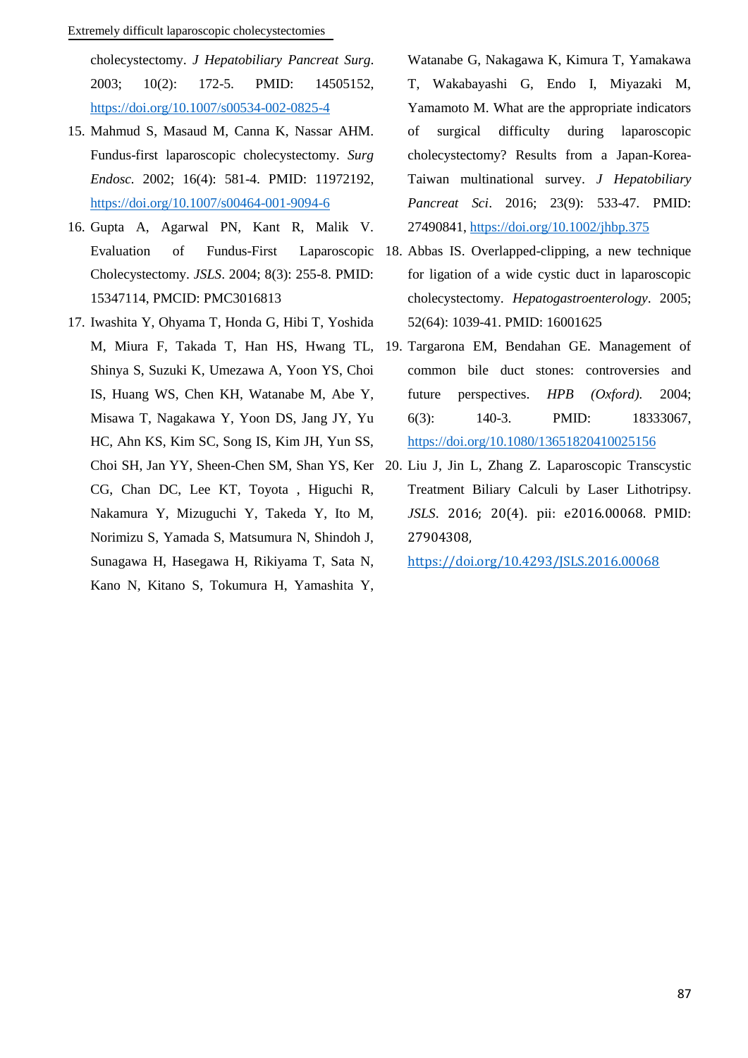cholecystectomy. *J Hepatobiliary Pancreat Surg*. 2003; 10(2): 172-5. PMID: 14505152, https://doi.org/10.1007/s00534-002-0825-4

15. Mahmud S, Masaud M, Canna K, Nassar AHM. Fundus-first laparoscopic cholecystectomy. *Surg Endosc*. 2002; 16(4): 581-4. PMID: 11972192, https://doi.org/10.1007/s00464-001-9094-6
16. Gupta A, Agarwal PN, Kant R, Malik V. Evaluation of Fundus-First Laparoscopic Cholecystectomy. *JSLS*. 2004; 8(3): 255-8. PMID: 15347114, PMCID: PMC3016813
17. Iwashita Y, Ohyama T, Honda G, Hibi T, Yoshida M, Miura F, Takada T, Han HS, Hwang TL, Shinya S, Suzuki K, Umezawa A, Yoon YS, Choi IS, Huang WS, Chen KH, Watanabe M, Abe Y, Misawa T, Nagakawa Y, Yoon DS, Jang JY, Yu HC, Ahn KS, Kim SC, Song IS, Kim JH, Yun SS, Choi SH, Jan YY, Sheen-Chen SM, Shan YS, Ker CG, Chan DC, Lee KT, Toyota , Higuchi R, Nakamura Y, Mizuguchi Y, Takeda Y, Ito M, Norimizu S, Yamada S, Matsumura N, Shindoh J, Sunagawa H, Hasegawa H, Rikiyama T, Sata N, Kano N, Kitano S, Tokumura H, Yamashita Y, Watanabe G, Nakagawa K, Kimura T, Yamakawa T, Wakabayashi G, Endo I, Miyazaki M, Yamamoto M. What are the appropriate indicators of surgical difficulty during laparoscopic cholecystectomy? Results from a Japan-Korea-Taiwan multinational survey. *J Hepatobiliary Pancreat Sci*. 2016; 23(9): 533-47. PMID: 27490841, https://doi.org/10.1002/jhbp.375
18. Abbas IS. Overlapped-clipping, a new technique for ligation of a wide cystic duct in laparoscopic cholecystectomy. *Hepatogastroenterology*. 2005; 52(64): 1039-41. PMID: 16001625
19. Targarona EM, Bendahan GE. Management of common bile duct stones: controversies and future perspectives. *HPB (Oxford)*. 2004; 6(3): 140-3. PMID: 18333067, https://doi.org/10.1080/13651820410025156
20. Liu J, Jin L, Zhang Z. Laparoscopic Transcystic Treatment Biliary Calculi by Laser Lithotripsy. *JSLS*. 2016; 20(4). pii: e2016.00068. PMID: 27904308, https://doi.org/10.4293/JSLS.2016.00068